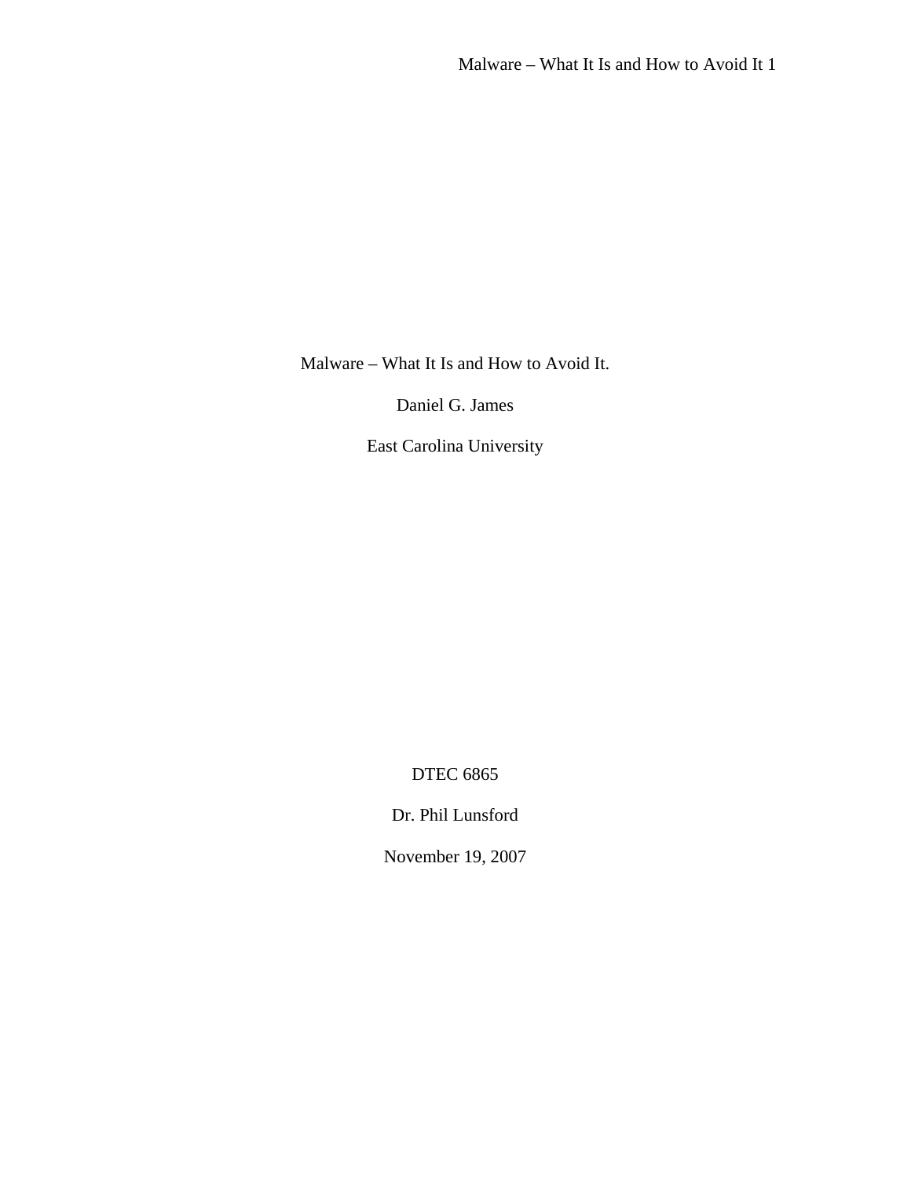Malware – What It Is and How to Avoid It.

Daniel G. James

East Carolina University

DTEC 6865

Dr. Phil Lunsford

November 19, 2007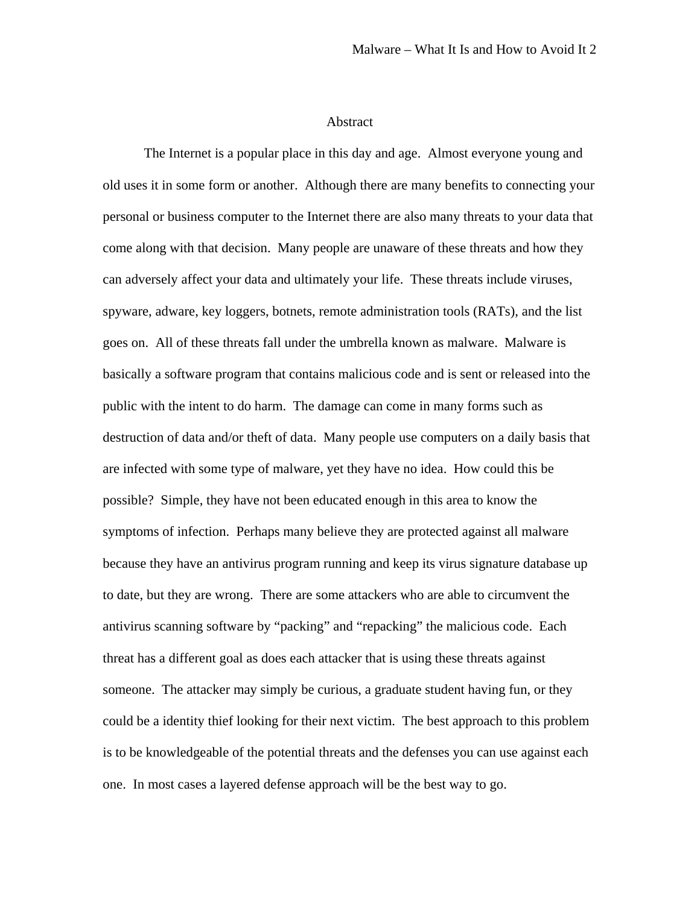## Abstract

The Internet is a popular place in this day and age. Almost everyone young and old uses it in some form or another. Although there are many benefits to connecting your personal or business computer to the Internet there are also many threats to your data that come along with that decision. Many people are unaware of these threats and how they can adversely affect your data and ultimately your life. These threats include viruses, spyware, adware, key loggers, botnets, remote administration tools (RATs), and the list goes on. All of these threats fall under the umbrella known as malware. Malware is basically a software program that contains malicious code and is sent or released into the public with the intent to do harm. The damage can come in many forms such as destruction of data and/or theft of data. Many people use computers on a daily basis that are infected with some type of malware, yet they have no idea. How could this be possible? Simple, they have not been educated enough in this area to know the symptoms of infection. Perhaps many believe they are protected against all malware because they have an antivirus program running and keep its virus signature database up to date, but they are wrong. There are some attackers who are able to circumvent the antivirus scanning software by "packing" and "repacking" the malicious code. Each threat has a different goal as does each attacker that is using these threats against someone. The attacker may simply be curious, a graduate student having fun, or they could be a identity thief looking for their next victim. The best approach to this problem is to be knowledgeable of the potential threats and the defenses you can use against each one. In most cases a layered defense approach will be the best way to go.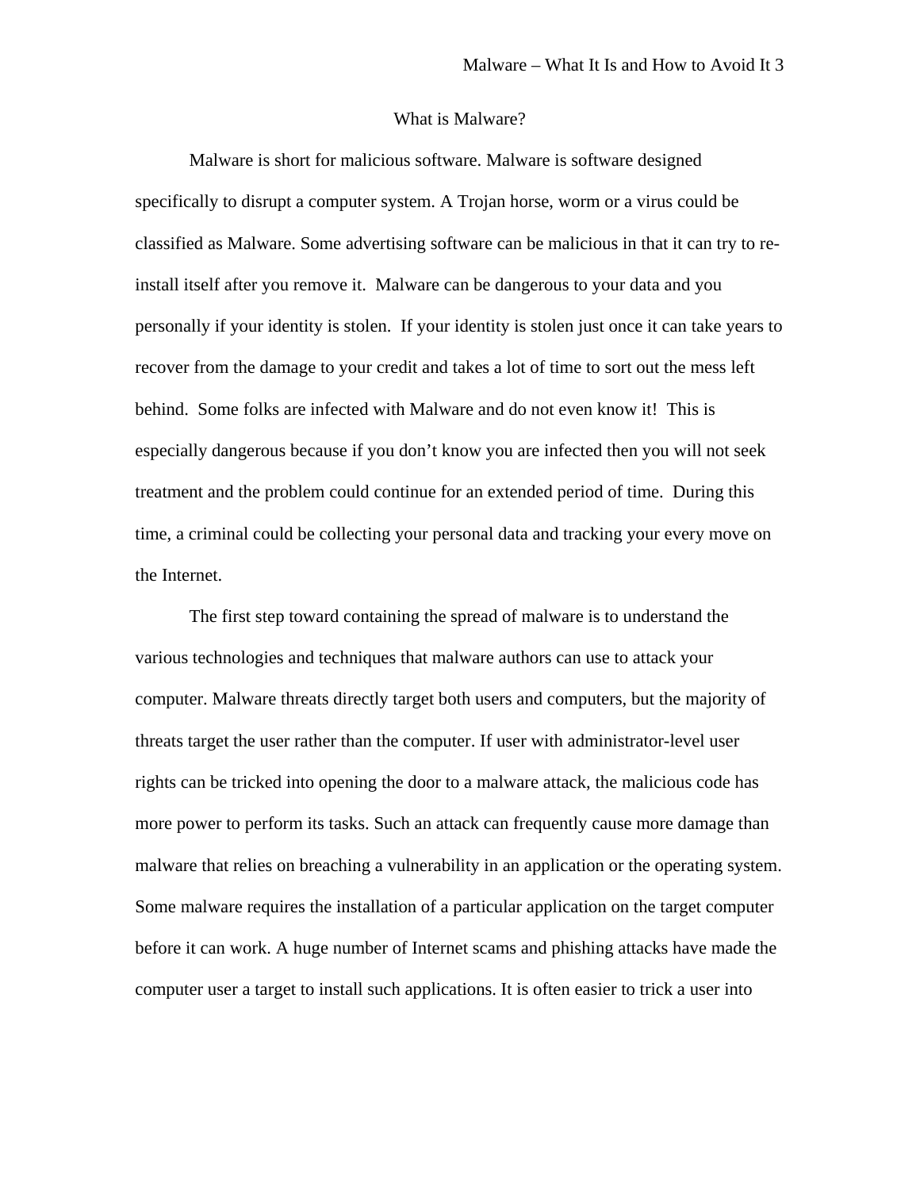# What is Malware?

Malware is short for malicious software. Malware is software designed specifically to disrupt a computer system. A Trojan horse, worm or a virus could be classified as Malware. Some advertising software can be malicious in that it can try to re-install itself after you remove it. Malware can be dangerous to your data and you personally if your identity is stolen. If your identity is stolen just once it can take years to recover from the damage to your credit and takes a lot of time to sort out the mess left behind. Some folks are infected with Malware and do not even know it! This is especially dangerous because if you don't know you are infected then you will not seek treatment and the problem could continue for an extended period of time. During this time, a criminal could be collecting your personal data and tracking your every move on the Internet.

The first step toward containing the spread of malware is to understand the various technologies and techniques that malware authors can use to attack your computer. Malware threats directly target both users and computers, but the majority of threats target the user rather than the computer. If user with administrator-level user rights can be tricked into opening the door to a malware attack, the malicious code has more power to perform its tasks. Such an attack can frequently cause more damage than malware that relies on breaching a vulnerability in an application or the operating system. Some malware requires the installation of a particular application on the target computer before it can work. A huge number of Internet scams and phishing attacks have made the computer user a target to install such applications. It is often easier to trick a user into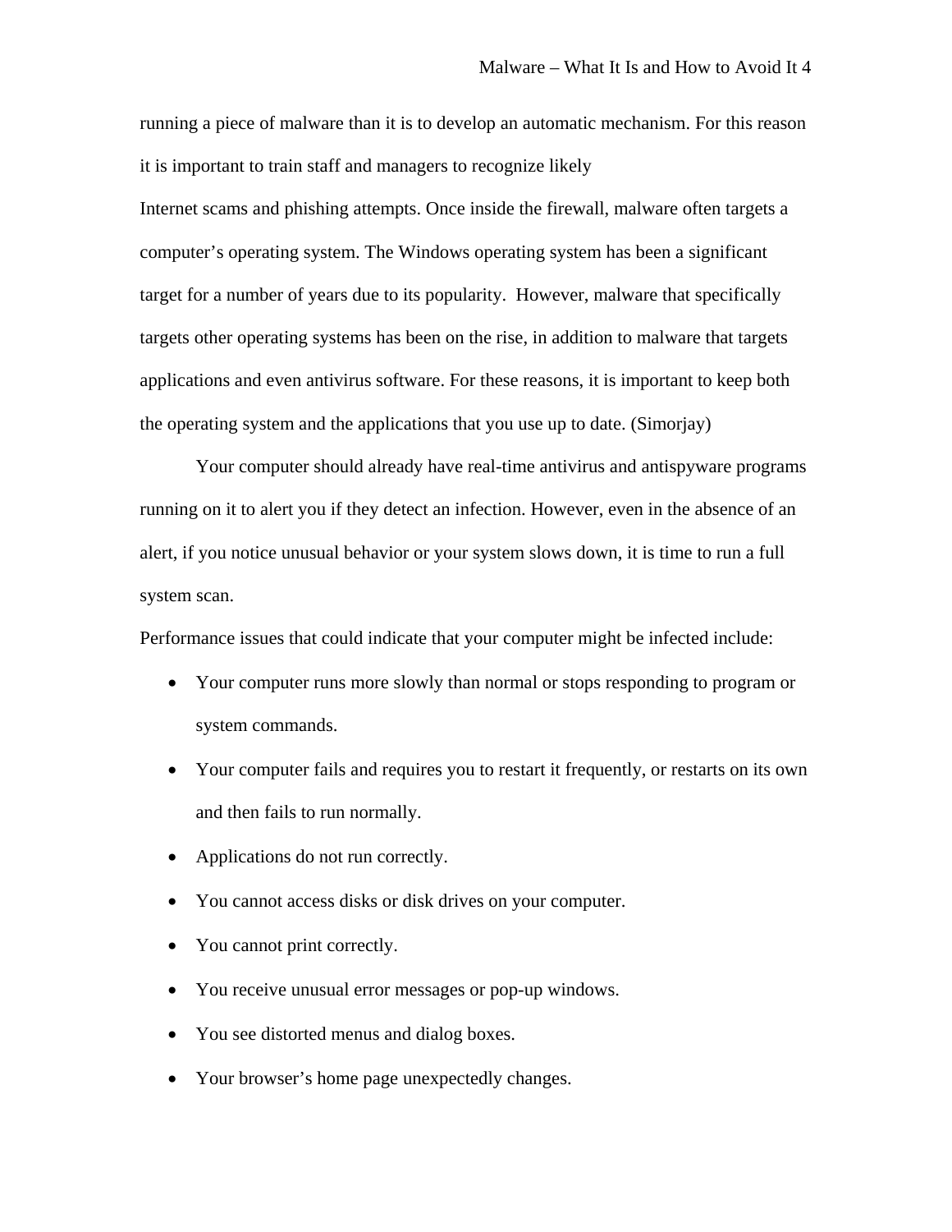running a piece of malware than it is to develop an automatic mechanism. For this reason it is important to train staff and managers to recognize likely
Internet scams and phishing attempts. Once inside the firewall, malware often targets a computer's operating system. The Windows operating system has been a significant target for a number of years due to its popularity. However, malware that specifically targets other operating systems has been on the rise, in addition to malware that targets applications and even antivirus software. For these reasons, it is important to keep both the operating system and the applications that you use up to date. (Simorjay)

Your computer should already have real-time antivirus and antispyware programs running on it to alert you if they detect an infection. However, even in the absence of an alert, if you notice unusual behavior or your system slows down, it is time to run a full system scan.

Performance issues that could indicate that your computer might be infected include:

- Your computer runs more slowly than normal or stops responding to program or system commands.
- Your computer fails and requires you to restart it frequently, or restarts on its own and then fails to run normally.
- Applications do not run correctly.
- You cannot access disks or disk drives on your computer.
- You cannot print correctly.
- You receive unusual error messages or pop-up windows.
- You see distorted menus and dialog boxes.
- Your browser's home page unexpectedly changes.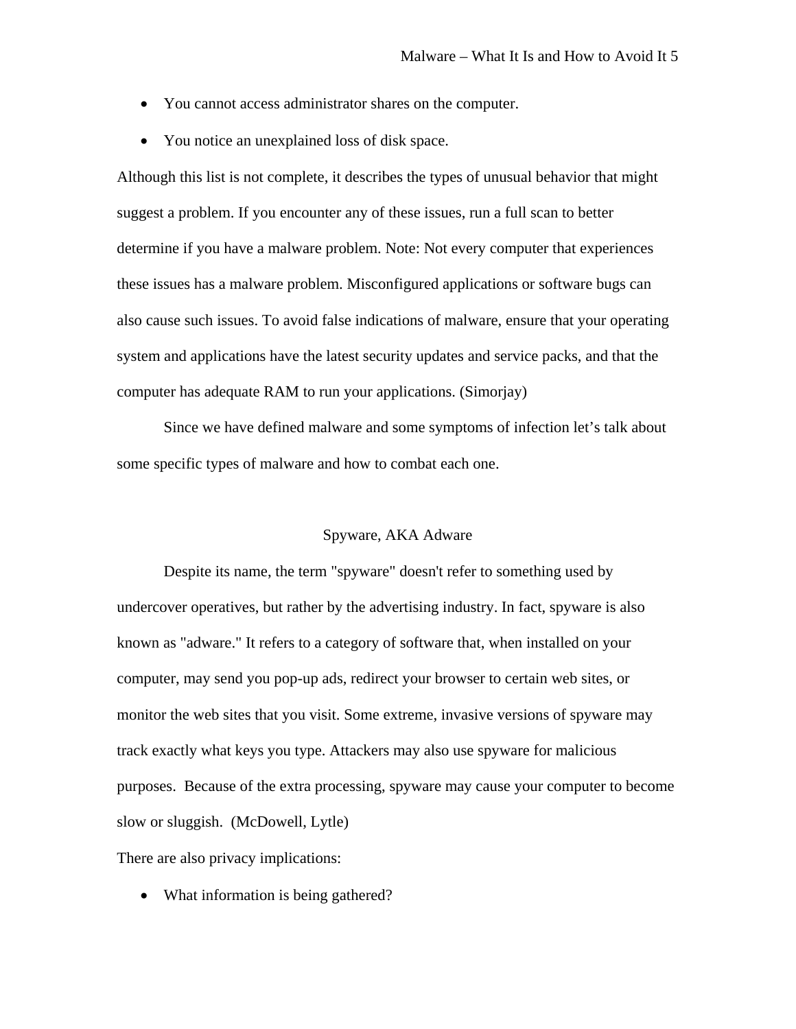- You cannot access administrator shares on the computer.
- You notice an unexplained loss of disk space.

Although this list is not complete, it describes the types of unusual behavior that might suggest a problem. If you encounter any of these issues, run a full scan to better determine if you have a malware problem. Note: Not every computer that experiences these issues has a malware problem. Misconfigured applications or software bugs can also cause such issues. To avoid false indications of malware, ensure that your operating system and applications have the latest security updates and service packs, and that the computer has adequate RAM to run your applications. (Simorjay)

Since we have defined malware and some symptoms of infection let's talk about some specific types of malware and how to combat each one.

## Spyware, AKA Adware

Despite its name, the term "spyware" doesn't refer to something used by undercover operatives, but rather by the advertising industry. In fact, spyware is also known as "adware." It refers to a category of software that, when installed on your computer, may send you pop-up ads, redirect your browser to certain web sites, or monitor the web sites that you visit. Some extreme, invasive versions of spyware may track exactly what keys you type. Attackers may also use spyware for malicious purposes. Because of the extra processing, spyware may cause your computer to become slow or sluggish. (McDowell, Lytle)

There are also privacy implications:

- What information is being gathered?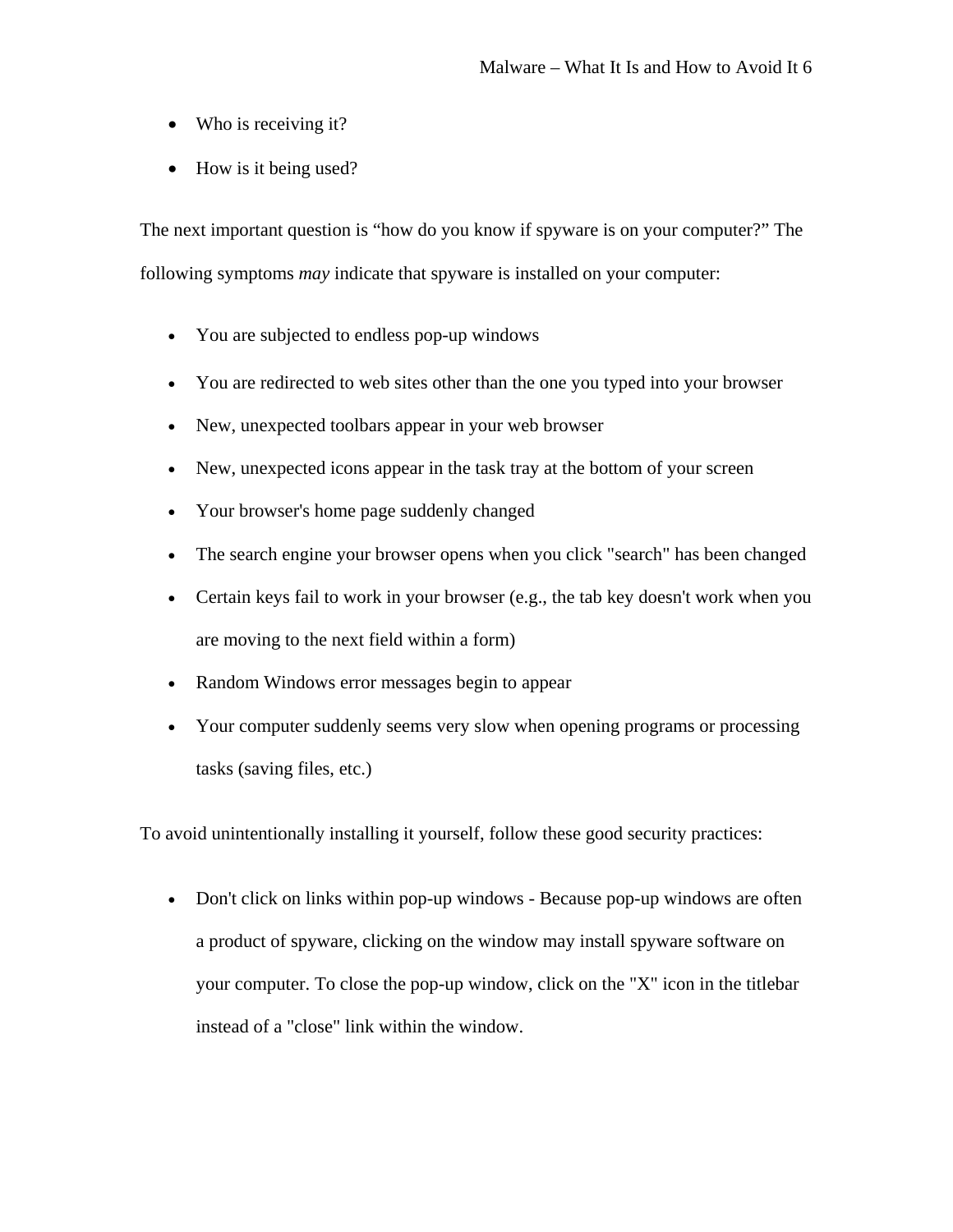- Who is receiving it?
- How is it being used?

The next important question is “how do you know if spyware is on your computer?” The following symptoms *may* indicate that spyware is installed on your computer:

- You are subjected to endless pop-up windows
- You are redirected to web sites other than the one you typed into your browser
- New, unexpected toolbars appear in your web browser
- New, unexpected icons appear in the task tray at the bottom of your screen
- Your browser's home page suddenly changed
- The search engine your browser opens when you click "search" has been changed
- Certain keys fail to work in your browser (e.g., the tab key doesn't work when you are moving to the next field within a form)
- Random Windows error messages begin to appear
- Your computer suddenly seems very slow when opening programs or processing tasks (saving files, etc.)

To avoid unintentionally installing it yourself, follow these good security practices:

- Don't click on links within pop-up windows - Because pop-up windows are often a product of spyware, clicking on the window may install spyware software on your computer. To close the pop-up window, click on the "X" icon in the titlebar instead of a "close" link within the window.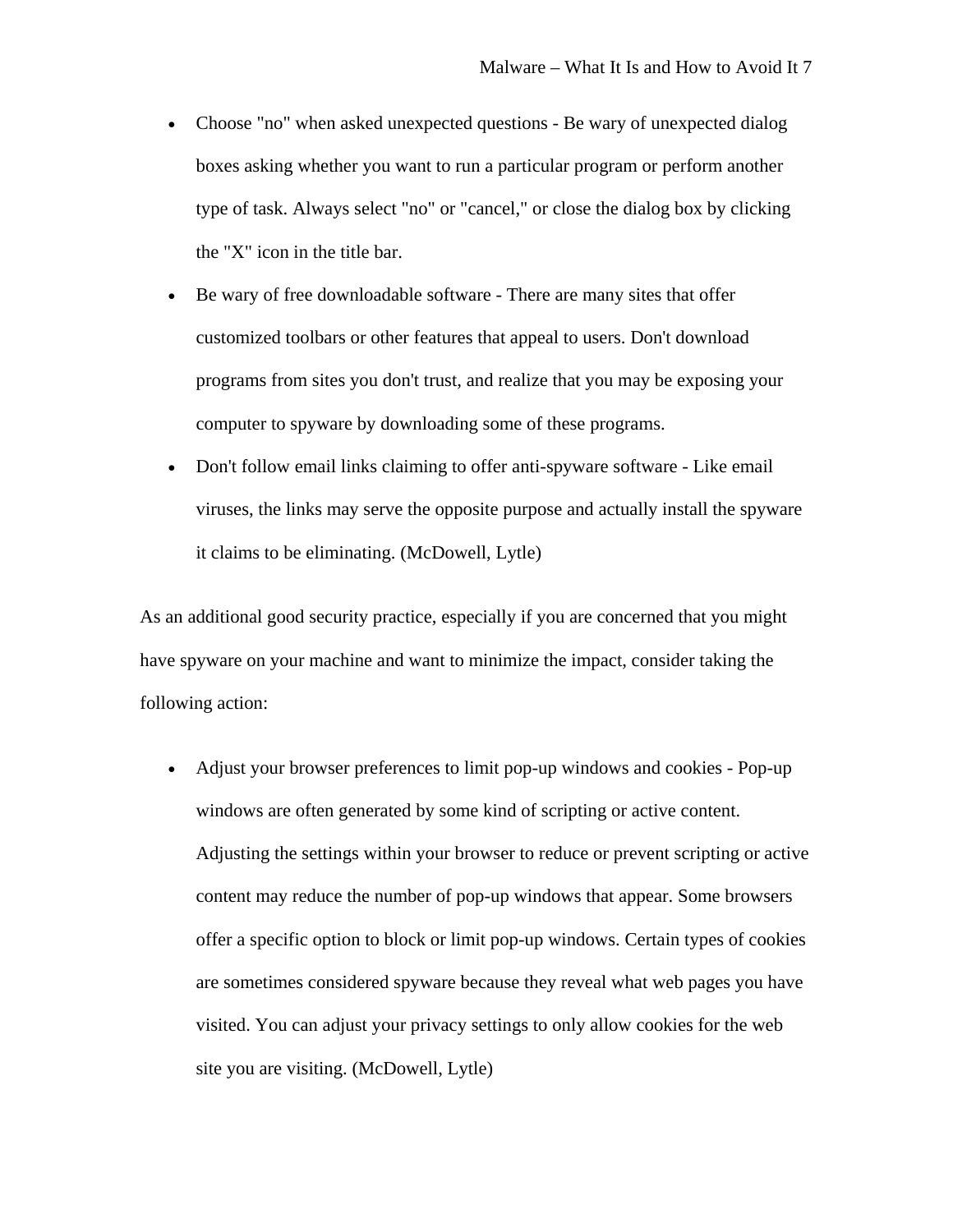- Choose "no" when asked unexpected questions - Be wary of unexpected dialog boxes asking whether you want to run a particular program or perform another type of task. Always select "no" or "cancel," or close the dialog box by clicking the "X" icon in the title bar.
- Be wary of free downloadable software - There are many sites that offer customized toolbars or other features that appeal to users. Don't download programs from sites you don't trust, and realize that you may be exposing your computer to spyware by downloading some of these programs.
- Don't follow email links claiming to offer anti-spyware software - Like email viruses, the links may serve the opposite purpose and actually install the spyware it claims to be eliminating. (McDowell, Lytle)

As an additional good security practice, especially if you are concerned that you might have spyware on your machine and want to minimize the impact, consider taking the following action:

- Adjust your browser preferences to limit pop-up windows and cookies - Pop-up windows are often generated by some kind of scripting or active content. Adjusting the settings within your browser to reduce or prevent scripting or active content may reduce the number of pop-up windows that appear. Some browsers offer a specific option to block or limit pop-up windows. Certain types of cookies are sometimes considered spyware because they reveal what web pages you have visited. You can adjust your privacy settings to only allow cookies for the web site you are visiting. (McDowell, Lytle)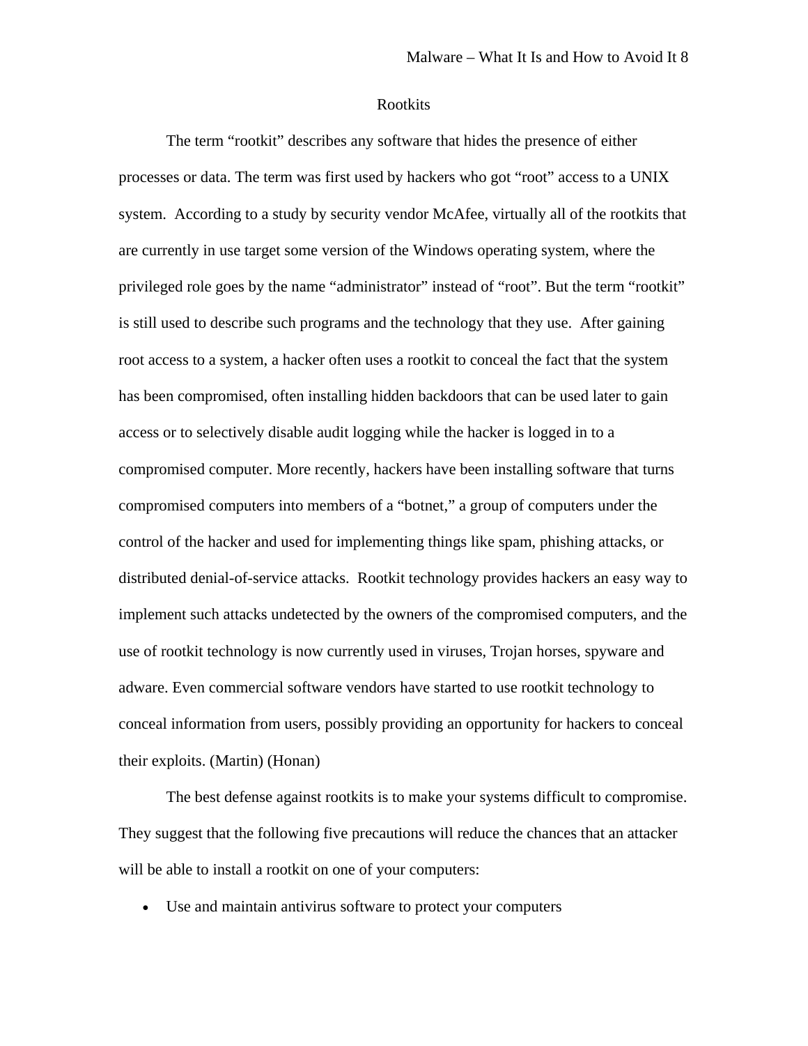## Rootkits

The term “rootkit” describes any software that hides the presence of either processes or data. The term was first used by hackers who got “root” access to a UNIX system. According to a study by security vendor McAfee, virtually all of the rootkits that are currently in use target some version of the Windows operating system, where the privileged role goes by the name “administrator” instead of “root”. But the term “rootkit” is still used to describe such programs and the technology that they use. After gaining root access to a system, a hacker often uses a rootkit to conceal the fact that the system has been compromised, often installing hidden backdoors that can be used later to gain access or to selectively disable audit logging while the hacker is logged in to a compromised computer. More recently, hackers have been installing software that turns compromised computers into members of a “botnet,” a group of computers under the control of the hacker and used for implementing things like spam, phishing attacks, or distributed denial-of-service attacks. Rootkit technology provides hackers an easy way to implement such attacks undetected by the owners of the compromised computers, and the use of rootkit technology is now currently used in viruses, Trojan horses, spyware and adware. Even commercial software vendors have started to use rootkit technology to conceal information from users, possibly providing an opportunity for hackers to conceal their exploits. (Martin) (Honan)

The best defense against rootkits is to make your systems difficult to compromise. They suggest that the following five precautions will reduce the chances that an attacker will be able to install a rootkit on one of your computers:

- Use and maintain antivirus software to protect your computers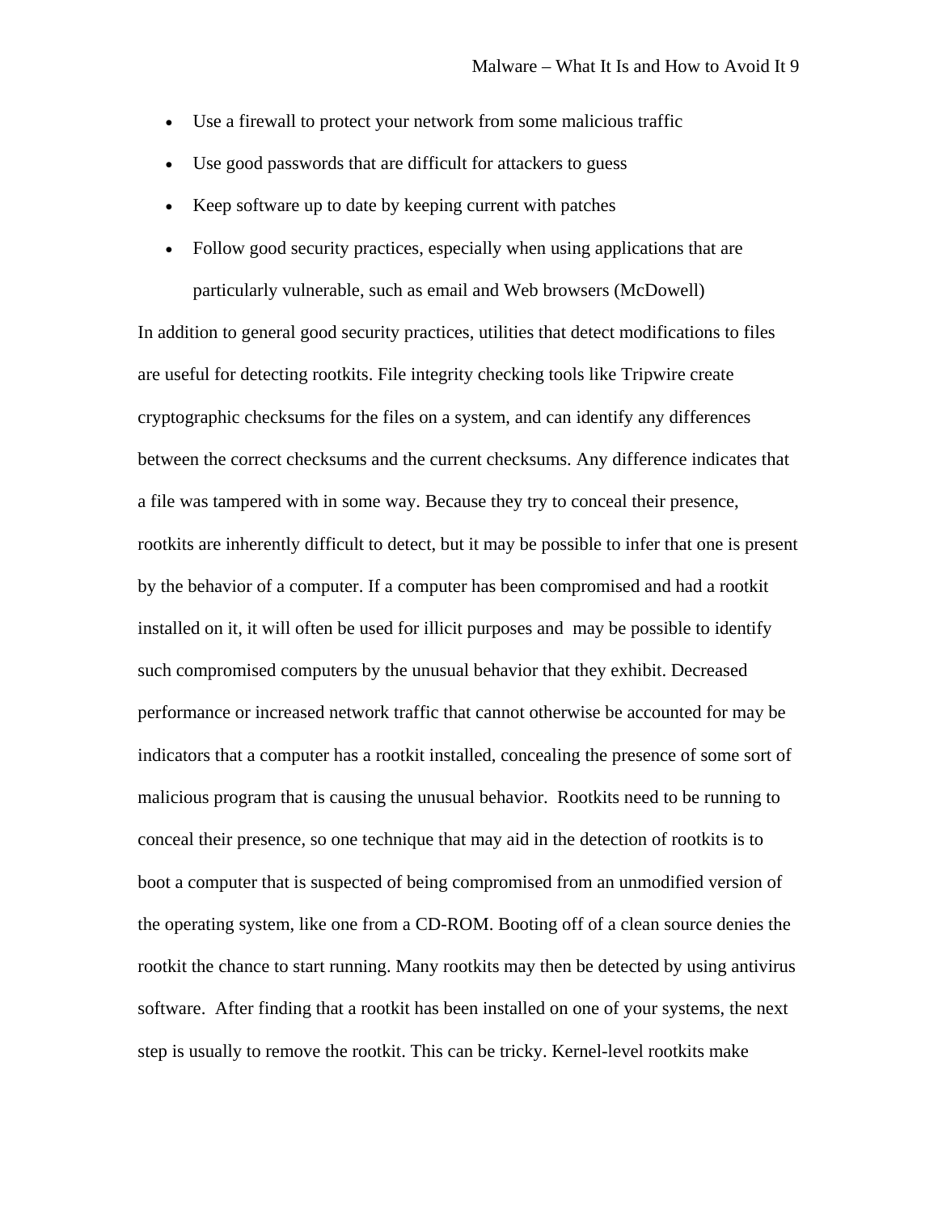- Use a firewall to protect your network from some malicious traffic
- Use good passwords that are difficult for attackers to guess
- Keep software up to date by keeping current with patches
- Follow good security practices, especially when using applications that are particularly vulnerable, such as email and Web browsers (McDowell)

In addition to general good security practices, utilities that detect modifications to files are useful for detecting rootkits. File integrity checking tools like Tripwire create cryptographic checksums for the files on a system, and can identify any differences between the correct checksums and the current checksums. Any difference indicates that a file was tampered with in some way. Because they try to conceal their presence, rootkits are inherently difficult to detect, but it may be possible to infer that one is present by the behavior of a computer. If a computer has been compromised and had a rootkit installed on it, it will often be used for illicit purposes and may be possible to identify such compromised computers by the unusual behavior that they exhibit. Decreased performance or increased network traffic that cannot otherwise be accounted for may be indicators that a computer has a rootkit installed, concealing the presence of some sort of malicious program that is causing the unusual behavior. Rootkits need to be running to conceal their presence, so one technique that may aid in the detection of rootkits is to boot a computer that is suspected of being compromised from an unmodified version of the operating system, like one from a CD-ROM. Booting off of a clean source denies the rootkit the chance to start running. Many rootkits may then be detected by using antivirus software. After finding that a rootkit has been installed on one of your systems, the next step is usually to remove the rootkit. This can be tricky. Kernel-level rootkits make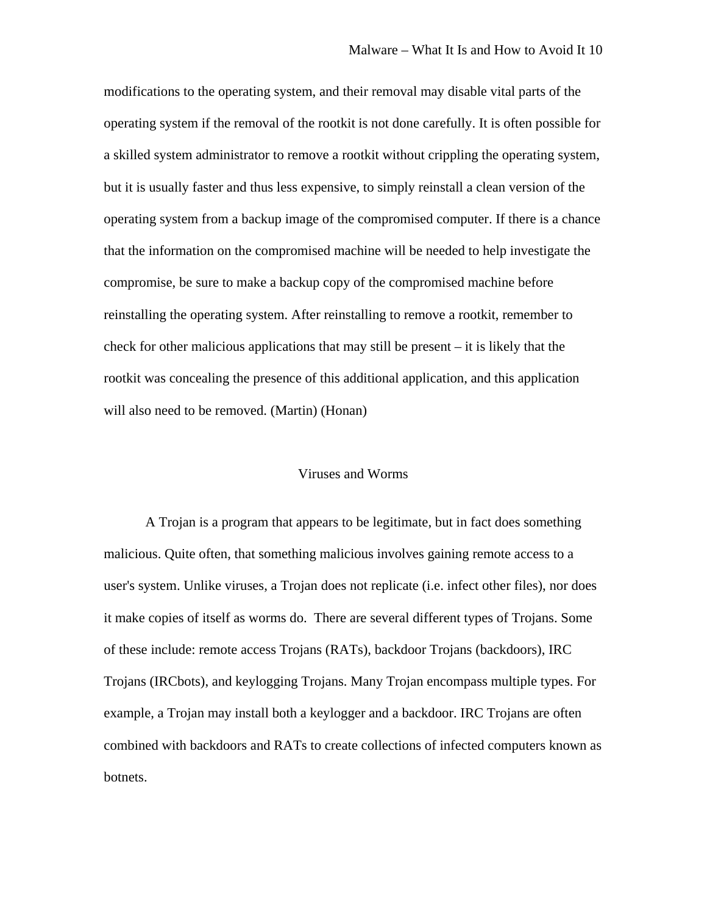modifications to the operating system, and their removal may disable vital parts of the operating system if the removal of the rootkit is not done carefully. It is often possible for a skilled system administrator to remove a rootkit without crippling the operating system, but it is usually faster and thus less expensive, to simply reinstall a clean version of the operating system from a backup image of the compromised computer. If there is a chance that the information on the compromised machine will be needed to help investigate the compromise, be sure to make a backup copy of the compromised machine before reinstalling the operating system. After reinstalling to remove a rootkit, remember to check for other malicious applications that may still be present – it is likely that the rootkit was concealing the presence of this additional application, and this application will also need to be removed. (Martin) (Honan)

## Viruses and Worms

A Trojan is a program that appears to be legitimate, but in fact does something malicious. Quite often, that something malicious involves gaining remote access to a user's system. Unlike viruses, a Trojan does not replicate (i.e. infect other files), nor does it make copies of itself as worms do. There are several different types of Trojans. Some of these include: remote access Trojans (RATs), backdoor Trojans (backdoors), IRC Trojans (IRCbots), and keylogging Trojans. Many Trojan encompass multiple types. For example, a Trojan may install both a keylogger and a backdoor. IRC Trojans are often combined with backdoors and RATs to create collections of infected computers known as botnets.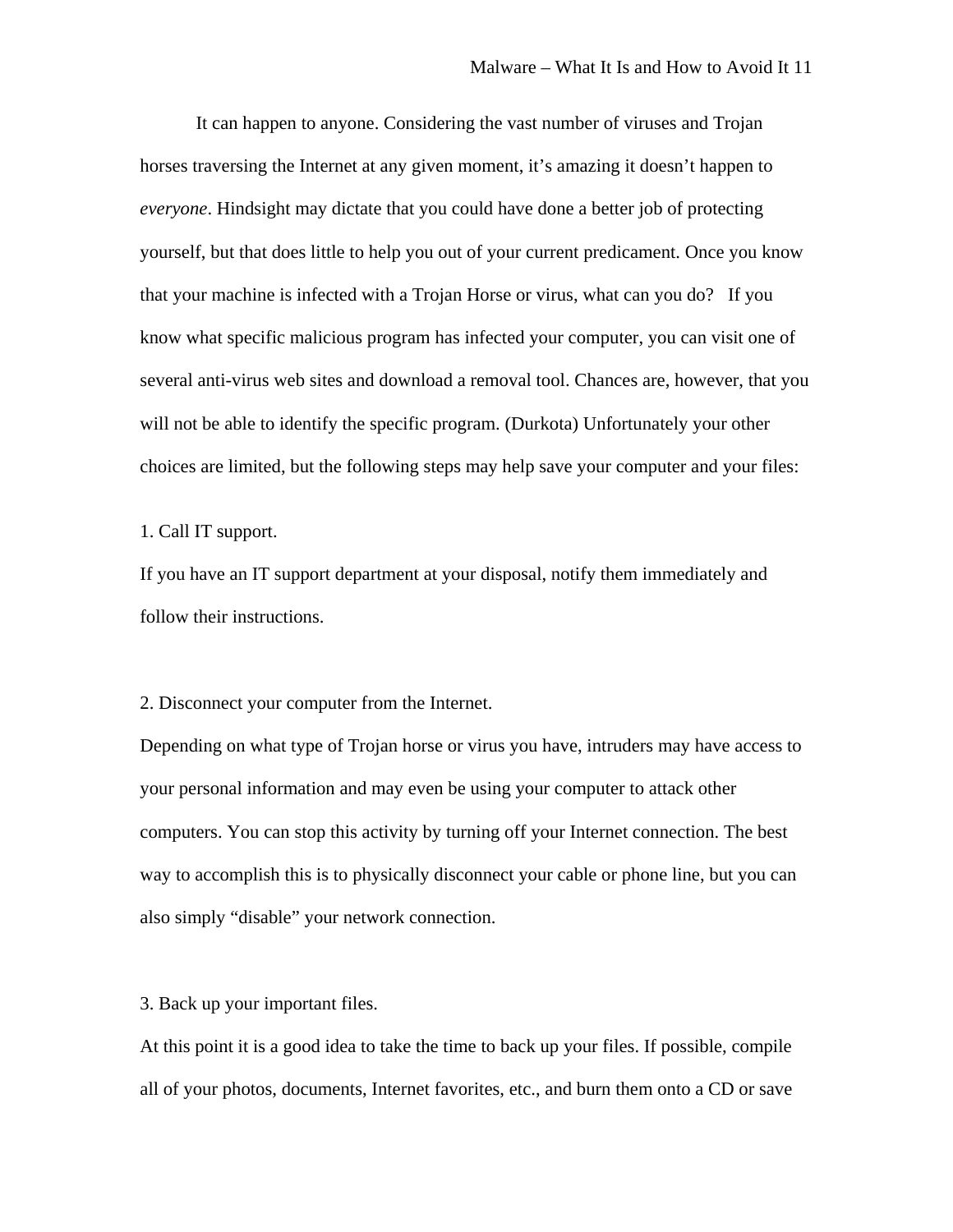It can happen to anyone. Considering the vast number of viruses and Trojan horses traversing the Internet at any given moment, it's amazing it doesn't happen to *everyone*. Hindsight may dictate that you could have done a better job of protecting yourself, but that does little to help you out of your current predicament. Once you know that your machine is infected with a Trojan Horse or virus, what can you do?   If you know what specific malicious program has infected your computer, you can visit one of several anti-virus web sites and download a removal tool. Chances are, however, that you will not be able to identify the specific program. (Durkota) Unfortunately your other choices are limited, but the following steps may help save your computer and your files:

1. Call IT support.

If you have an IT support department at your disposal, notify them immediately and follow their instructions.

2. Disconnect your computer from the Internet.

Depending on what type of Trojan horse or virus you have, intruders may have access to your personal information and may even be using your computer to attack other computers. You can stop this activity by turning off your Internet connection. The best way to accomplish this is to physically disconnect your cable or phone line, but you can also simply "disable" your network connection.

3. Back up your important files.

At this point it is a good idea to take the time to back up your files. If possible, compile all of your photos, documents, Internet favorites, etc., and burn them onto a CD or save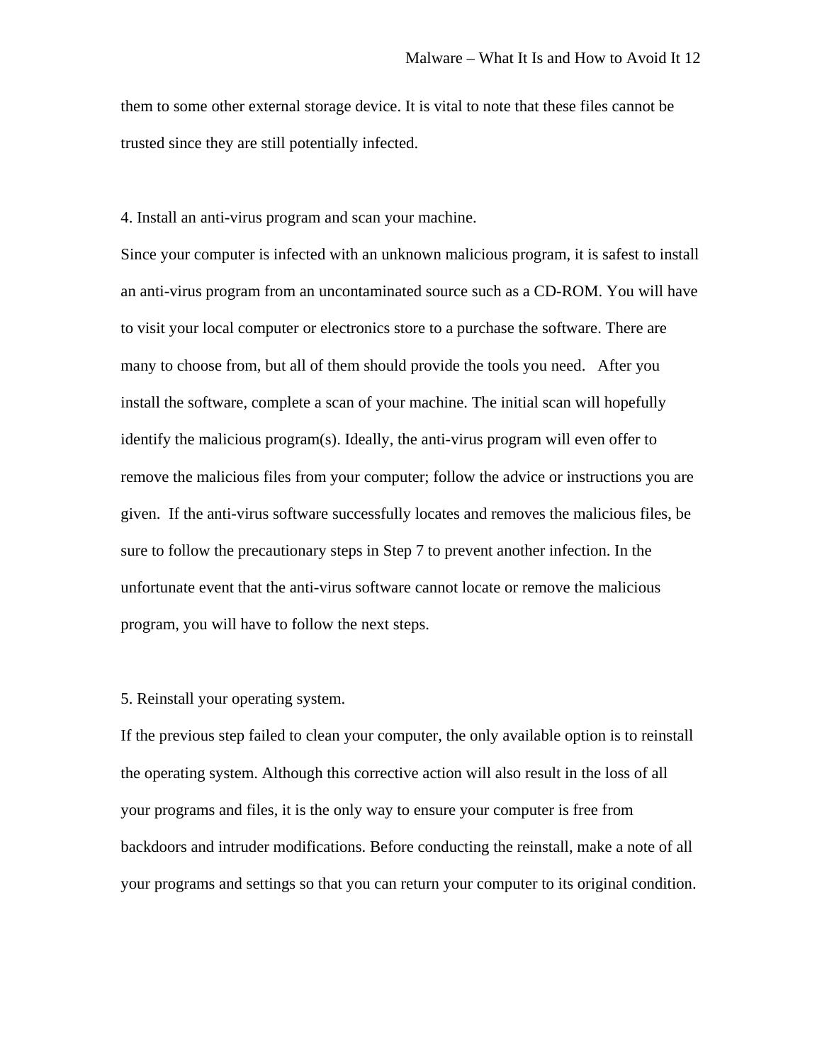them to some other external storage device. It is vital to note that these files cannot be trusted since they are still potentially infected.

4. Install an anti-virus program and scan your machine.

Since your computer is infected with an unknown malicious program, it is safest to install an anti-virus program from an uncontaminated source such as a CD-ROM. You will have to visit your local computer or electronics store to a purchase the software. There are many to choose from, but all of them should provide the tools you need. After you install the software, complete a scan of your machine. The initial scan will hopefully identify the malicious program(s). Ideally, the anti-virus program will even offer to remove the malicious files from your computer; follow the advice or instructions you are given. If the anti-virus software successfully locates and removes the malicious files, be sure to follow the precautionary steps in Step 7 to prevent another infection. In the unfortunate event that the anti-virus software cannot locate or remove the malicious program, you will have to follow the next steps.

5. Reinstall your operating system.

If the previous step failed to clean your computer, the only available option is to reinstall the operating system. Although this corrective action will also result in the loss of all your programs and files, it is the only way to ensure your computer is free from backdoors and intruder modifications. Before conducting the reinstall, make a note of all your programs and settings so that you can return your computer to its original condition.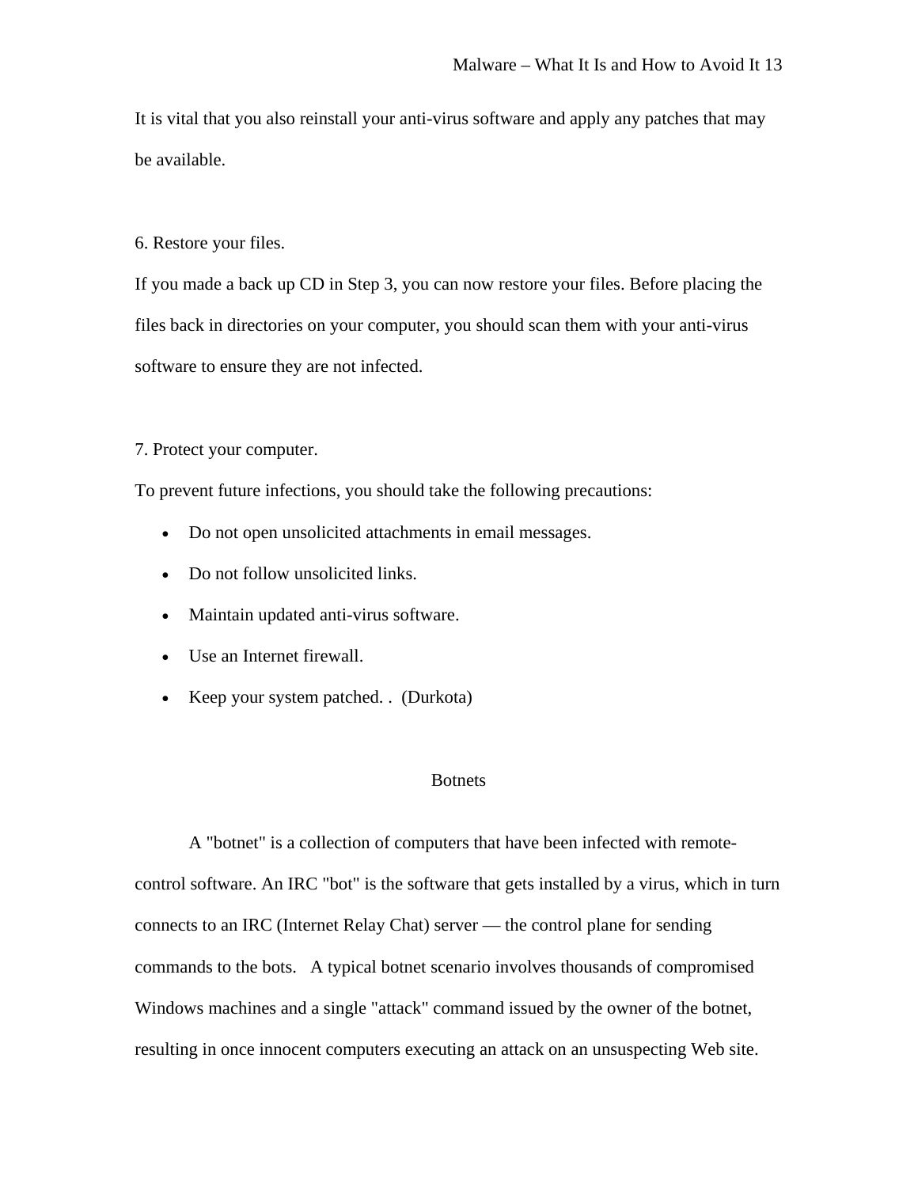It is vital that you also reinstall your anti-virus software and apply any patches that may be available.

6. Restore your files.

If you made a back up CD in Step 3, you can now restore your files. Before placing the files back in directories on your computer, you should scan them with your anti-virus software to ensure they are not infected.

7. Protect your computer.

To prevent future infections, you should take the following precautions:

- Do not open unsolicited attachments in email messages.
- Do not follow unsolicited links.
- Maintain updated anti-virus software.
- Use an Internet firewall.
- Keep your system patched. .  (Durkota)

## Botnets

A "botnet" is a collection of computers that have been infected with remote-control software. An IRC "bot" is the software that gets installed by a virus, which in turn connects to an IRC (Internet Relay Chat) server — the control plane for sending commands to the bots.   A typical botnet scenario involves thousands of compromised Windows machines and a single "attack" command issued by the owner of the botnet, resulting in once innocent computers executing an attack on an unsuspecting Web site.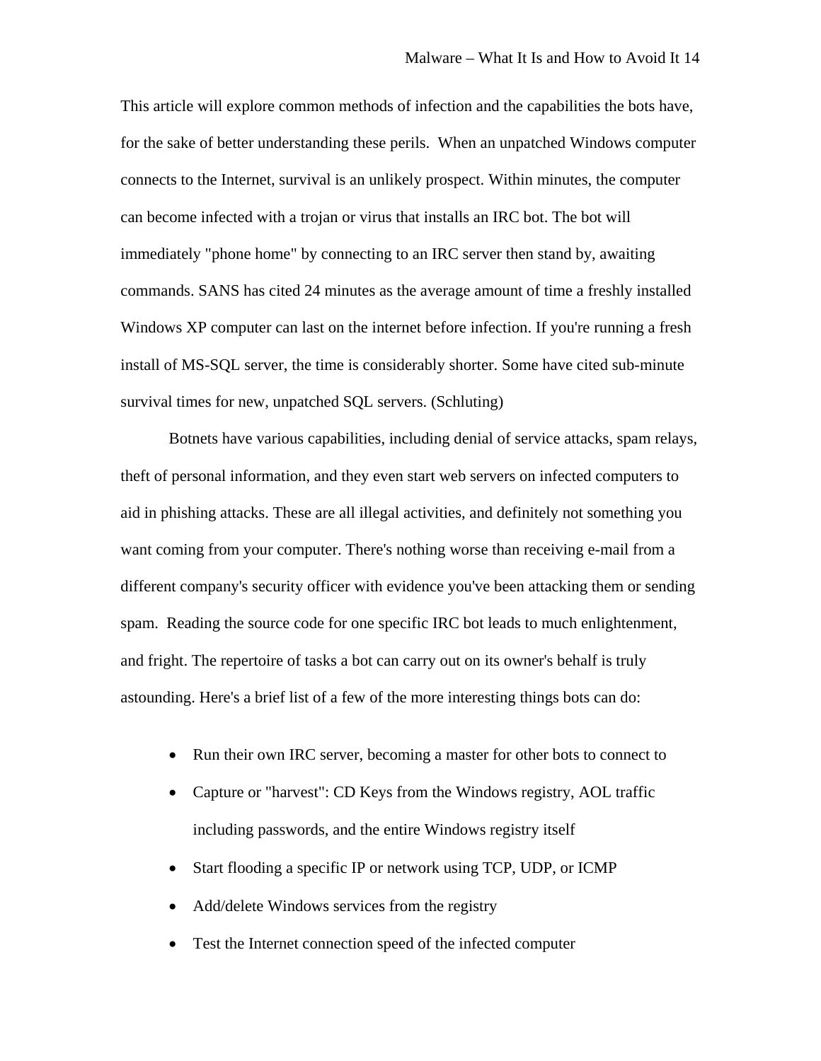This article will explore common methods of infection and the capabilities the bots have, for the sake of better understanding these perils. When an unpatched Windows computer connects to the Internet, survival is an unlikely prospect. Within minutes, the computer can become infected with a trojan or virus that installs an IRC bot. The bot will immediately "phone home" by connecting to an IRC server then stand by, awaiting commands. SANS has cited 24 minutes as the average amount of time a freshly installed Windows XP computer can last on the internet before infection. If you're running a fresh install of MS-SQL server, the time is considerably shorter. Some have cited sub-minute survival times for new, unpatched SQL servers. (Schluting)

Botnets have various capabilities, including denial of service attacks, spam relays, theft of personal information, and they even start web servers on infected computers to aid in phishing attacks. These are all illegal activities, and definitely not something you want coming from your computer. There's nothing worse than receiving e-mail from a different company's security officer with evidence you've been attacking them or sending spam. Reading the source code for one specific IRC bot leads to much enlightenment, and fright. The repertoire of tasks a bot can carry out on its owner's behalf is truly astounding. Here's a brief list of a few of the more interesting things bots can do:

- Run their own IRC server, becoming a master for other bots to connect to
- Capture or "harvest": CD Keys from the Windows registry, AOL traffic including passwords, and the entire Windows registry itself
- Start flooding a specific IP or network using TCP, UDP, or ICMP
- Add/delete Windows services from the registry
- Test the Internet connection speed of the infected computer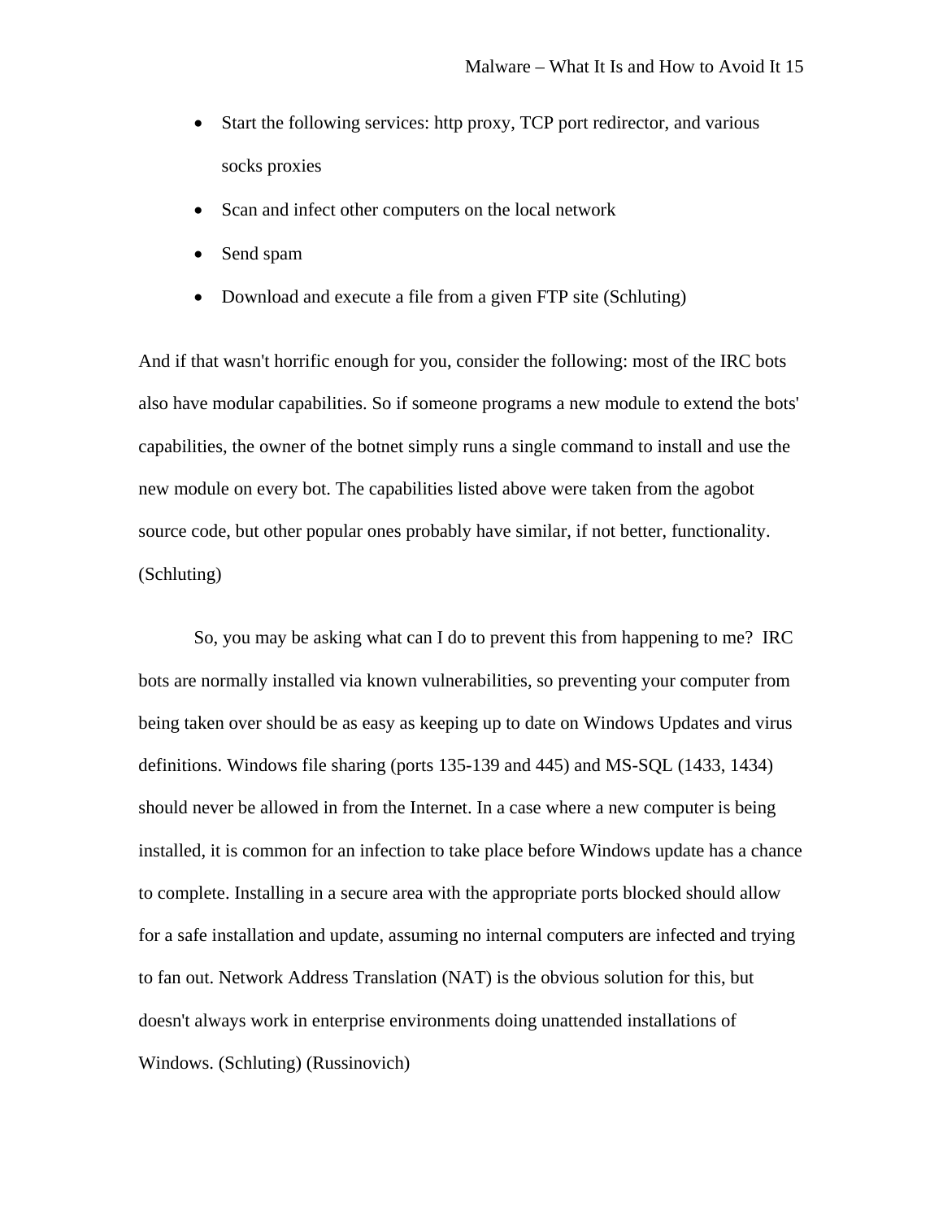- Start the following services: http proxy, TCP port redirector, and various socks proxies
- Scan and infect other computers on the local network
- Send spam
- Download and execute a file from a given FTP site (Schluting)

And if that wasn't horrific enough for you, consider the following: most of the IRC bots also have modular capabilities. So if someone programs a new module to extend the bots' capabilities, the owner of the botnet simply runs a single command to install and use the new module on every bot. The capabilities listed above were taken from the agobot source code, but other popular ones probably have similar, if not better, functionality. (Schluting)

So, you may be asking what can I do to prevent this from happening to me? IRC bots are normally installed via known vulnerabilities, so preventing your computer from being taken over should be as easy as keeping up to date on Windows Updates and virus definitions. Windows file sharing (ports 135-139 and 445) and MS-SQL (1433, 1434) should never be allowed in from the Internet. In a case where a new computer is being installed, it is common for an infection to take place before Windows update has a chance to complete. Installing in a secure area with the appropriate ports blocked should allow for a safe installation and update, assuming no internal computers are infected and trying to fan out. Network Address Translation (NAT) is the obvious solution for this, but doesn't always work in enterprise environments doing unattended installations of Windows. (Schluting) (Russinovich)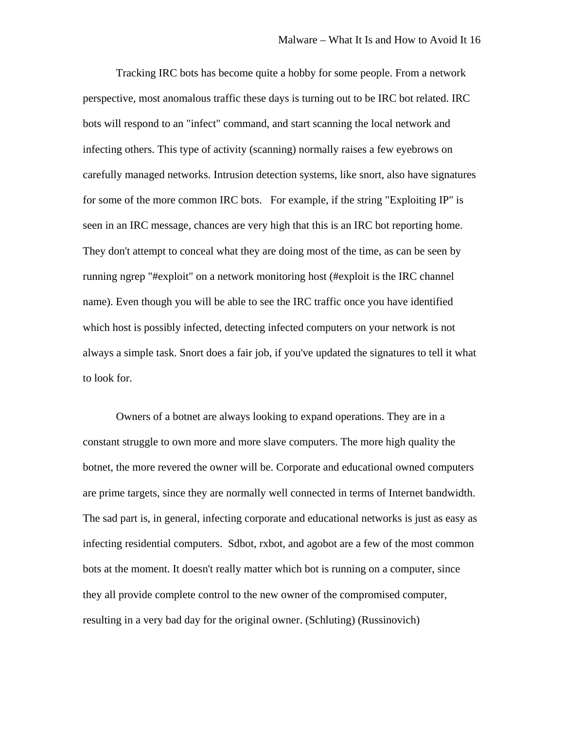Tracking IRC bots has become quite a hobby for some people. From a network perspective, most anomalous traffic these days is turning out to be IRC bot related. IRC bots will respond to an "infect" command, and start scanning the local network and infecting others. This type of activity (scanning) normally raises a few eyebrows on carefully managed networks. Intrusion detection systems, like snort, also have signatures for some of the more common IRC bots.  For example, if the string "Exploiting IP" is seen in an IRC message, chances are very high that this is an IRC bot reporting home. They don't attempt to conceal what they are doing most of the time, as can be seen by running ngrep "#exploit" on a network monitoring host (#exploit is the IRC channel name). Even though you will be able to see the IRC traffic once you have identified which host is possibly infected, detecting infected computers on your network is not always a simple task. Snort does a fair job, if you've updated the signatures to tell it what to look for.

Owners of a botnet are always looking to expand operations. They are in a constant struggle to own more and more slave computers. The more high quality the botnet, the more revered the owner will be. Corporate and educational owned computers are prime targets, since they are normally well connected in terms of Internet bandwidth. The sad part is, in general, infecting corporate and educational networks is just as easy as infecting residential computers.  Sdbot, rxbot, and agobot are a few of the most common bots at the moment. It doesn't really matter which bot is running on a computer, since they all provide complete control to the new owner of the compromised computer, resulting in a very bad day for the original owner. (Schluting) (Russinovich)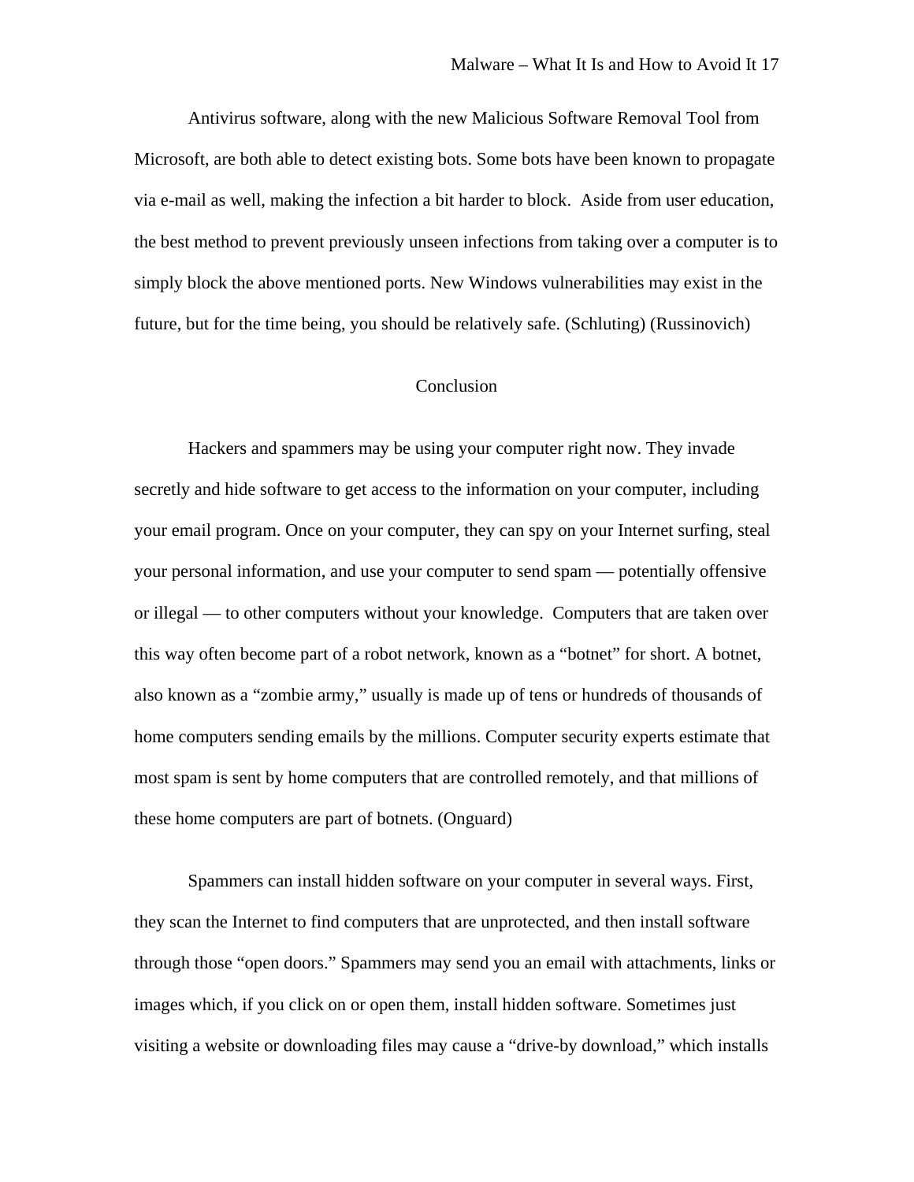Antivirus software, along with the new Malicious Software Removal Tool from Microsoft, are both able to detect existing bots. Some bots have been known to propagate via e-mail as well, making the infection a bit harder to block. Aside from user education, the best method to prevent previously unseen infections from taking over a computer is to simply block the above mentioned ports. New Windows vulnerabilities may exist in the future, but for the time being, you should be relatively safe. (Schluting) (Russinovich)

## Conclusion

Hackers and spammers may be using your computer right now. They invade secretly and hide software to get access to the information on your computer, including your email program. Once on your computer, they can spy on your Internet surfing, steal your personal information, and use your computer to send spam — potentially offensive or illegal — to other computers without your knowledge. Computers that are taken over this way often become part of a robot network, known as a "botnet" for short. A botnet, also known as a "zombie army," usually is made up of tens or hundreds of thousands of home computers sending emails by the millions. Computer security experts estimate that most spam is sent by home computers that are controlled remotely, and that millions of these home computers are part of botnets. (Onguard)

Spammers can install hidden software on your computer in several ways. First, they scan the Internet to find computers that are unprotected, and then install software through those "open doors." Spammers may send you an email with attachments, links or images which, if you click on or open them, install hidden software. Sometimes just visiting a website or downloading files may cause a "drive-by download," which installs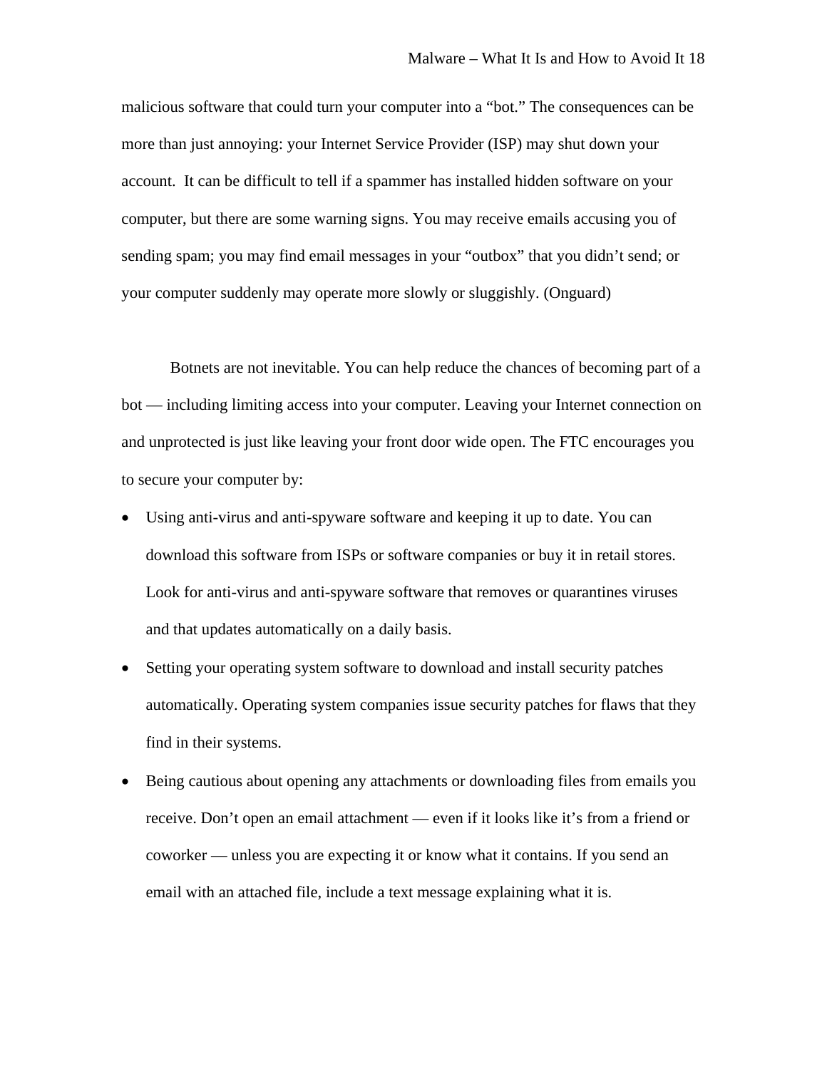malicious software that could turn your computer into a “bot.” The consequences can be more than just annoying: your Internet Service Provider (ISP) may shut down your account.  It can be difficult to tell if a spammer has installed hidden software on your computer, but there are some warning signs. You may receive emails accusing you of sending spam; you may find email messages in your “outbox” that you didn’t send; or your computer suddenly may operate more slowly or sluggishly. (Onguard)

Botnets are not inevitable. You can help reduce the chances of becoming part of a bot — including limiting access into your computer. Leaving your Internet connection on and unprotected is just like leaving your front door wide open. The FTC encourages you to secure your computer by:

- Using anti-virus and anti-spyware software and keeping it up to date. You can download this software from ISPs or software companies or buy it in retail stores. Look for anti-virus and anti-spyware software that removes or quarantines viruses and that updates automatically on a daily basis.
- Setting your operating system software to download and install security patches automatically. Operating system companies issue security patches for flaws that they find in their systems.
- Being cautious about opening any attachments or downloading files from emails you receive. Don’t open an email attachment — even if it looks like it’s from a friend or coworker — unless you are expecting it or know what it contains. If you send an email with an attached file, include a text message explaining what it is.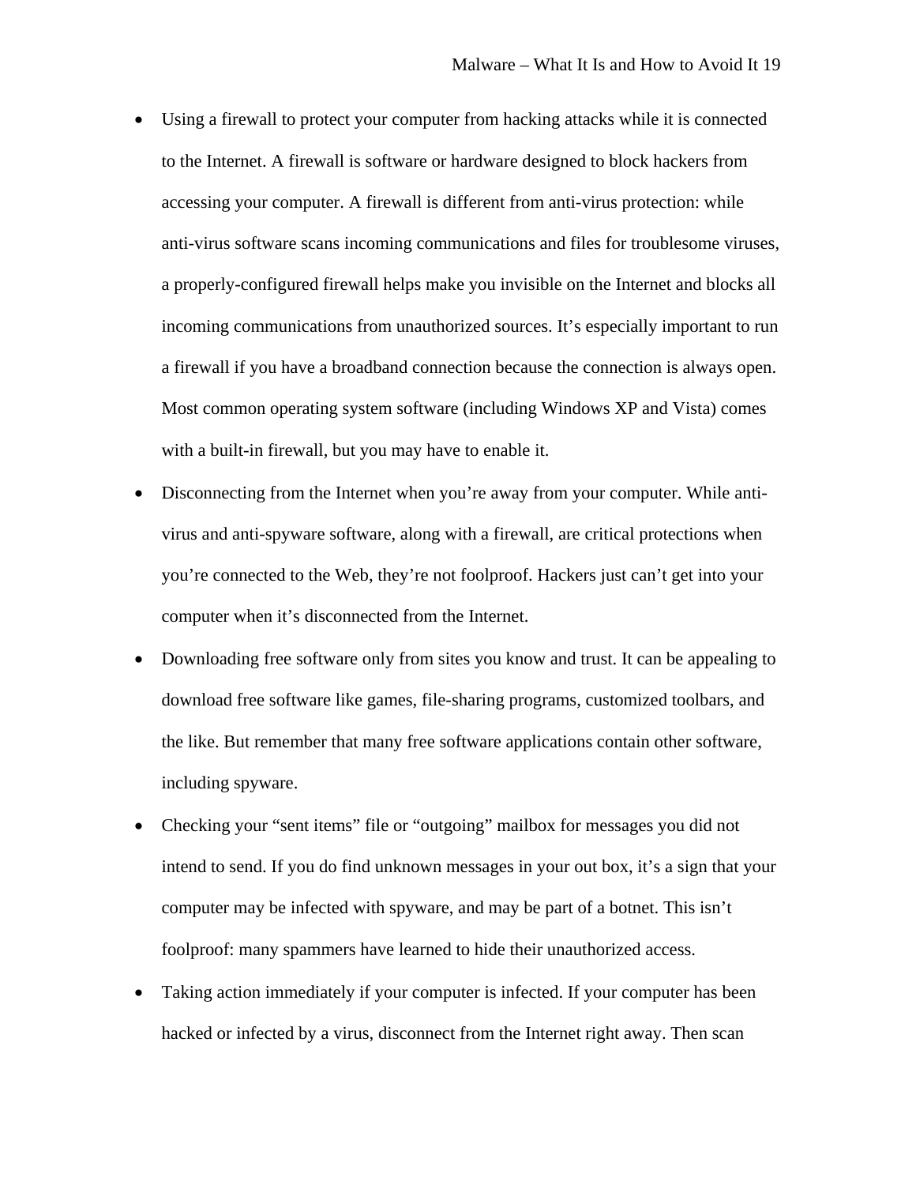- Using a firewall to protect your computer from hacking attacks while it is connected to the Internet. A firewall is software or hardware designed to block hackers from accessing your computer. A firewall is different from anti-virus protection: while anti-virus software scans incoming communications and files for troublesome viruses, a properly-configured firewall helps make you invisible on the Internet and blocks all incoming communications from unauthorized sources. It's especially important to run a firewall if you have a broadband connection because the connection is always open. Most common operating system software (including Windows XP and Vista) comes with a built-in firewall, but you may have to enable it.
- Disconnecting from the Internet when you're away from your computer. While anti-virus and anti-spyware software, along with a firewall, are critical protections when you're connected to the Web, they're not foolproof. Hackers just can't get into your computer when it's disconnected from the Internet.
- Downloading free software only from sites you know and trust. It can be appealing to download free software like games, file-sharing programs, customized toolbars, and the like. But remember that many free software applications contain other software, including spyware.
- Checking your "sent items" file or "outgoing" mailbox for messages you did not intend to send. If you do find unknown messages in your out box, it's a sign that your computer may be infected with spyware, and may be part of a botnet. This isn't foolproof: many spammers have learned to hide their unauthorized access.
- Taking action immediately if your computer is infected. If your computer has been hacked or infected by a virus, disconnect from the Internet right away. Then scan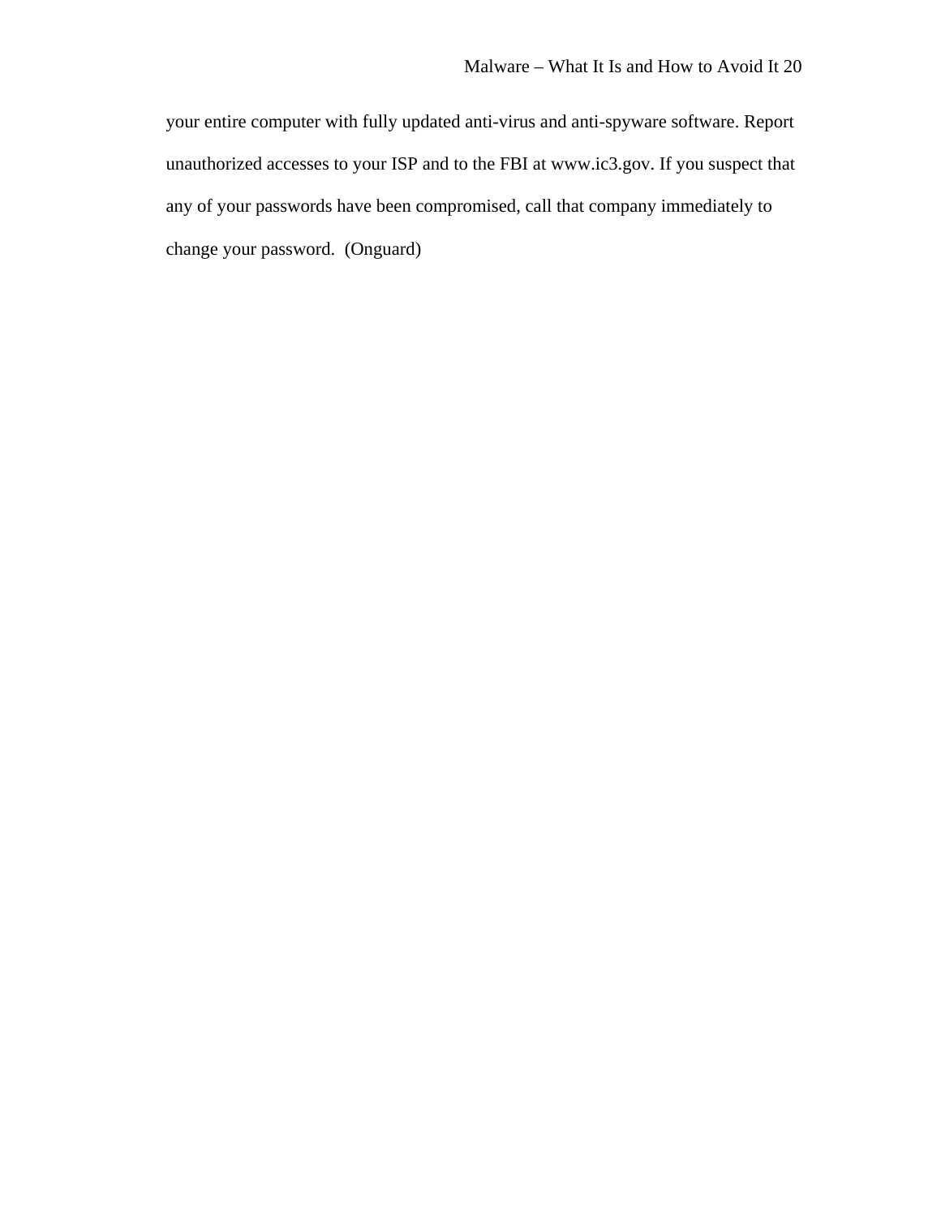your entire computer with fully updated anti-virus and anti-spyware software. Report unauthorized accesses to your ISP and to the FBI at www.ic3.gov. If you suspect that any of your passwords have been compromised, call that company immediately to change your password. (Onguard)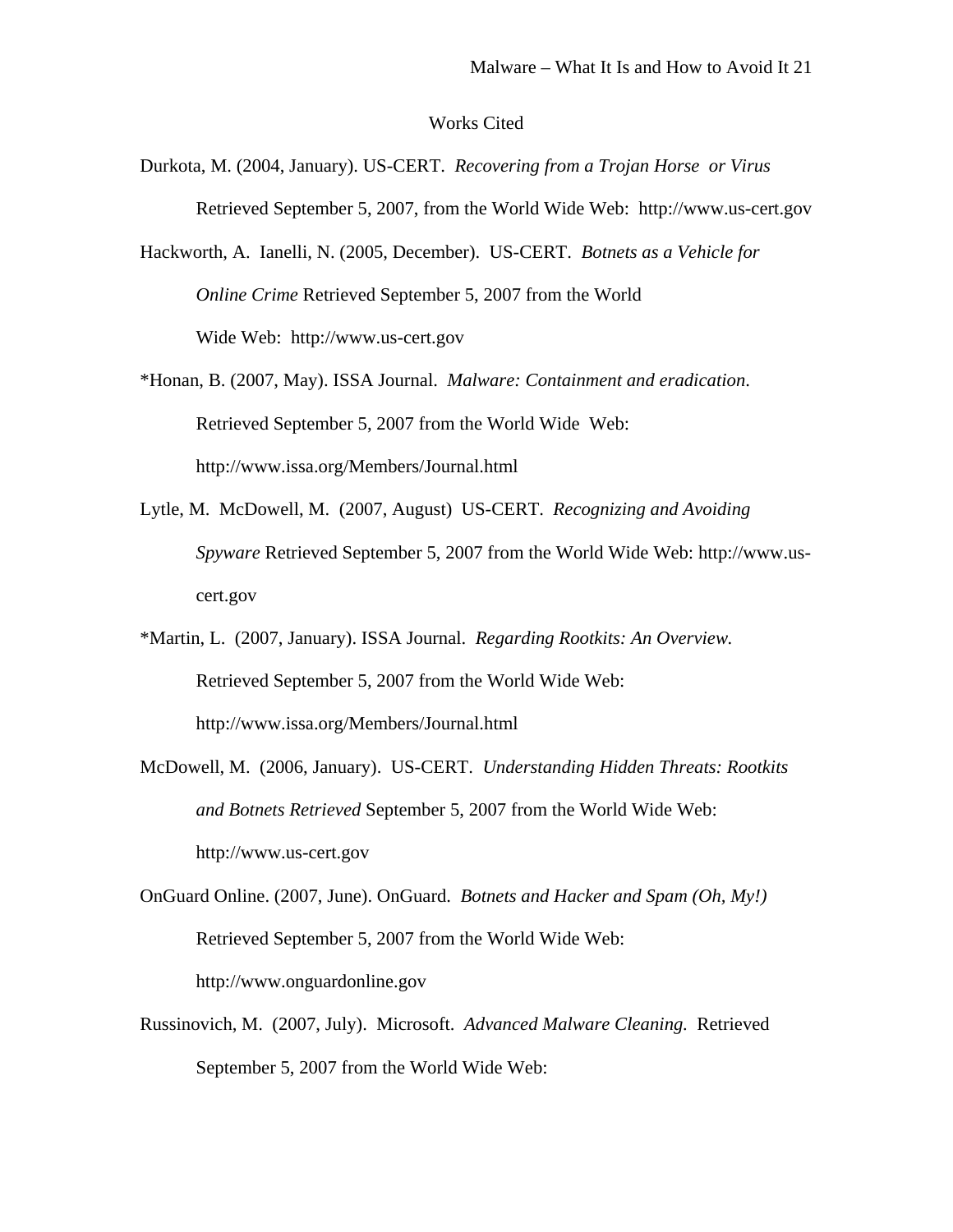# Works Cited

Durkota, M. (2004, January). US-CERT. *Recovering from a Trojan Horse or Virus* Retrieved September 5, 2007, from the World Wide Web: http://www.us-cert.gov

Hackworth, A. Ianelli, N. (2005, December). US-CERT. *Botnets as a Vehicle for Online Crime* Retrieved September 5, 2007 from the World Wide Web: http://www.us-cert.gov

*Honan, B. (2007, May). ISSA Journal. *Malware: Containment and eradication*. Retrieved September 5, 2007 from the World Wide Web: http://www.issa.org/Members/Journal.html

Lytle, M. McDowell, M. (2007, August) US-CERT. *Recognizing and Avoiding Spyware* Retrieved September 5, 2007 from the World Wide Web: http://www.us-cert.gov

*Martin, L. (2007, January). ISSA Journal. *Regarding Rootkits: An Overview.* Retrieved September 5, 2007 from the World Wide Web: http://www.issa.org/Members/Journal.html

McDowell, M. (2006, January). US-CERT. *Understanding Hidden Threats: Rootkits and Botnets Retrieved* September 5, 2007 from the World Wide Web: http://www.us-cert.gov

OnGuard Online. (2007, June). OnGuard. *Botnets and Hacker and Spam (Oh, My!)* Retrieved September 5, 2007 from the World Wide Web: http://www.onguardonline.gov

Russinovich, M. (2007, July). Microsoft. *Advanced Malware Cleaning.* Retrieved September 5, 2007 from the World Wide Web: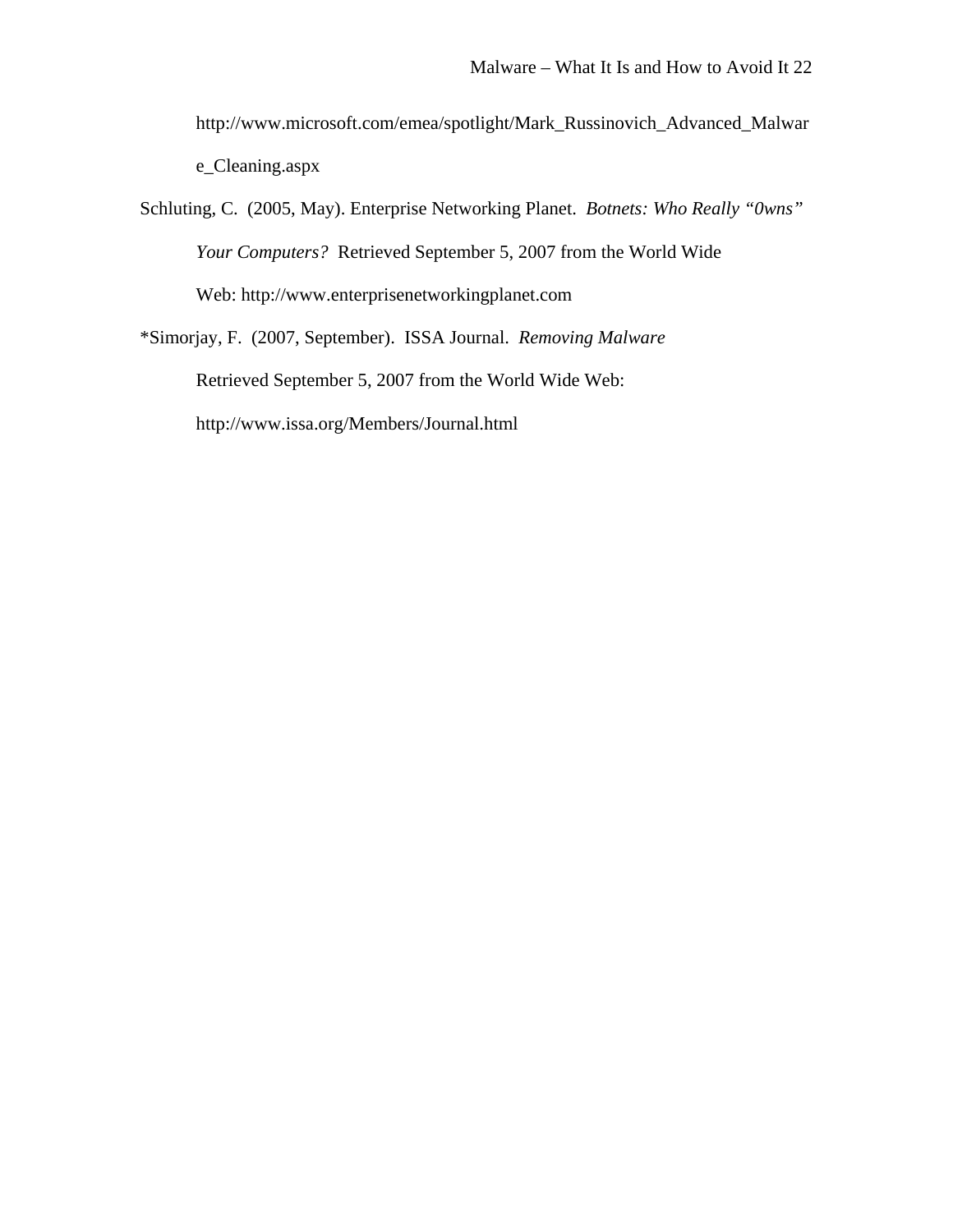http://www.microsoft.com/emea/spotlight/Mark_Russinovich_Advanced_Malware_Cleaning.aspx

Schluting, C. (2005, May). Enterprise Networking Planet. *Botnets: Who Really "0wns" Your Computers?* Retrieved September 5, 2007 from the World Wide Web: http://www.enterprisenetworkingplanet.com

*Simorjay, F. (2007, September). ISSA Journal. *Removing Malware* Retrieved September 5, 2007 from the World Wide Web: http://www.issa.org/Members/Journal.html